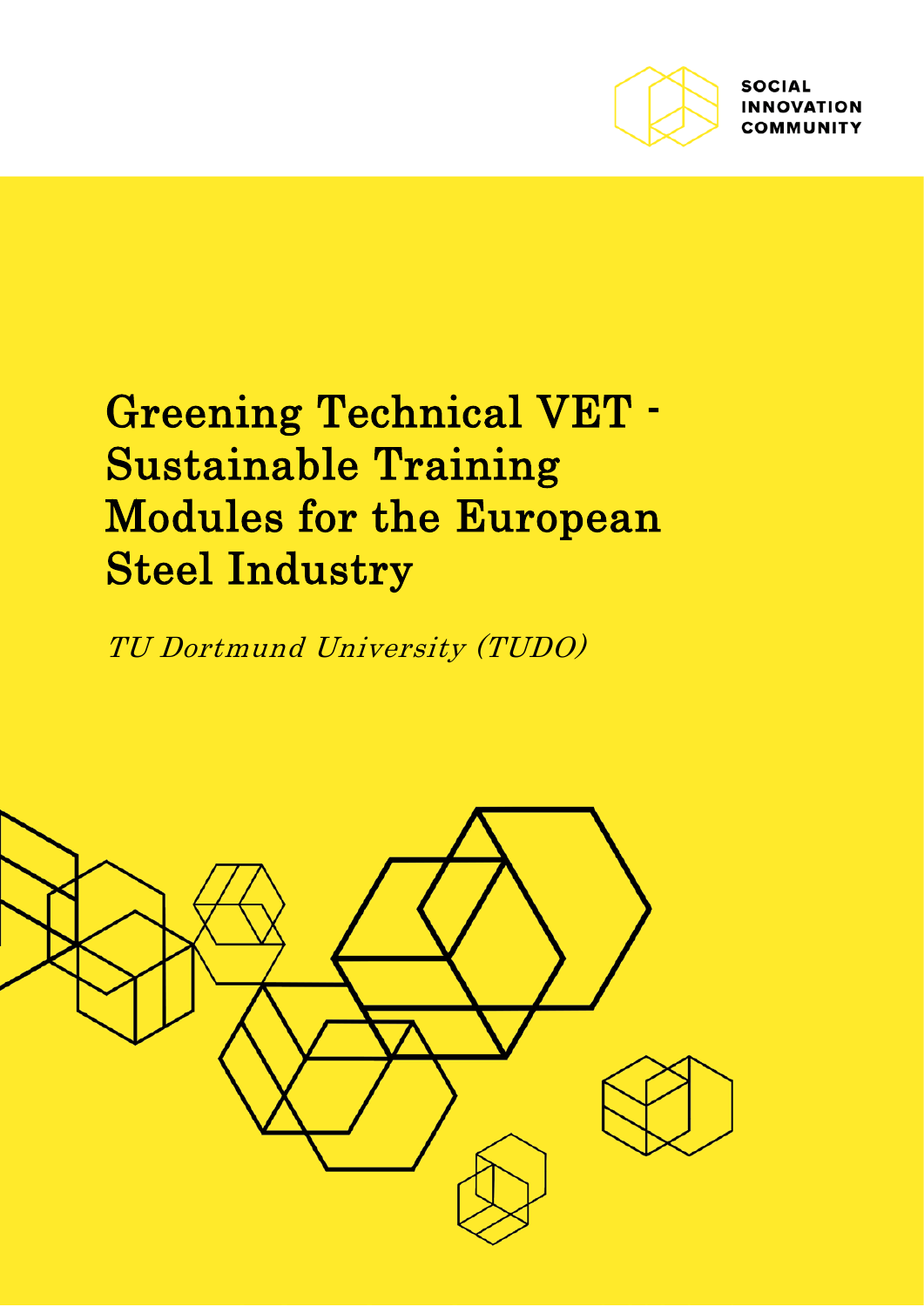SOCIAL INNOVATION COMMUNITY

# Greening Technical VET - Sustainable Training Modules for the European Steel Industry

*TU Dortmund University (TUDO)*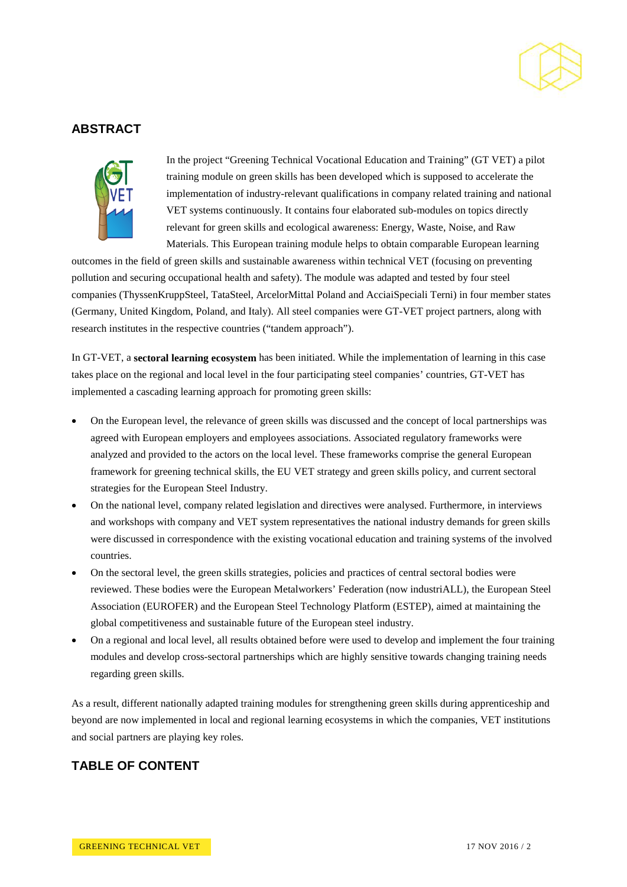## ABSTRACT

In the project "Greening Technical Vocational Education and Training" (GT VET) a pilot training module on green skills has been developed which is supposed to accelerate the implementation of industry-relevant qualifications in company related training and national VET systems continuously. It contains four elaborated sub-modules on topics directly relevant for green skills and ecological awareness: Energy, Waste, Noise, and Raw Materials. This European training module helps to obtain comparable European learning outcomes in the field of green skills and sustainable awareness within technical VET (focusing on preventing pollution and securing occupational health and safety). The module was adapted and tested by four steel companies (ThyssenKruppSteel, TataSteel, ArcelorMittal Poland and AcciaiSpeciali Terni) in four member states (Germany, United Kingdom, Poland, and Italy). All steel companies were GT-VET project partners, along with research institutes in the respective countries ("tandem approach").

In GT-VET, a **sectoral learning ecosystem** has been initiated. While the implementation of learning in this case takes place on the regional and local level in the four participating steel companies' countries, GT-VET has implemented a cascading learning approach for promoting green skills:

- On the European level, the relevance of green skills was discussed and the concept of local partnerships was agreed with European employers and employees associations. Associated regulatory frameworks were analyzed and provided to the actors on the local level. These frameworks comprise the general European framework for greening technical skills, the EU VET strategy and green skills policy, and current sectoral strategies for the European Steel Industry.
- On the national level, company related legislation and directives were analysed. Furthermore, in interviews and workshops with company and VET system representatives the national industry demands for green skills were discussed in correspondence with the existing vocational education and training systems of the involved countries.
- On the sectoral level, the green skills strategies, policies and practices of central sectoral bodies were reviewed. These bodies were the European Metalworkers' Federation (now industriALL), the European Steel Association (EUROFER) and the European Steel Technology Platform (ESTEP), aimed at maintaining the global competitiveness and sustainable future of the European steel industry.
- On a regional and local level, all results obtained before were used to develop and implement the four training modules and develop cross-sectoral partnerships which are highly sensitive towards changing training needs regarding green skills.

As a result, different nationally adapted training modules for strengthening green skills during apprenticeship and beyond are now implemented in local and regional learning ecosystems in which the companies, VET institutions and social partners are playing key roles.

## TABLE OF CONTENT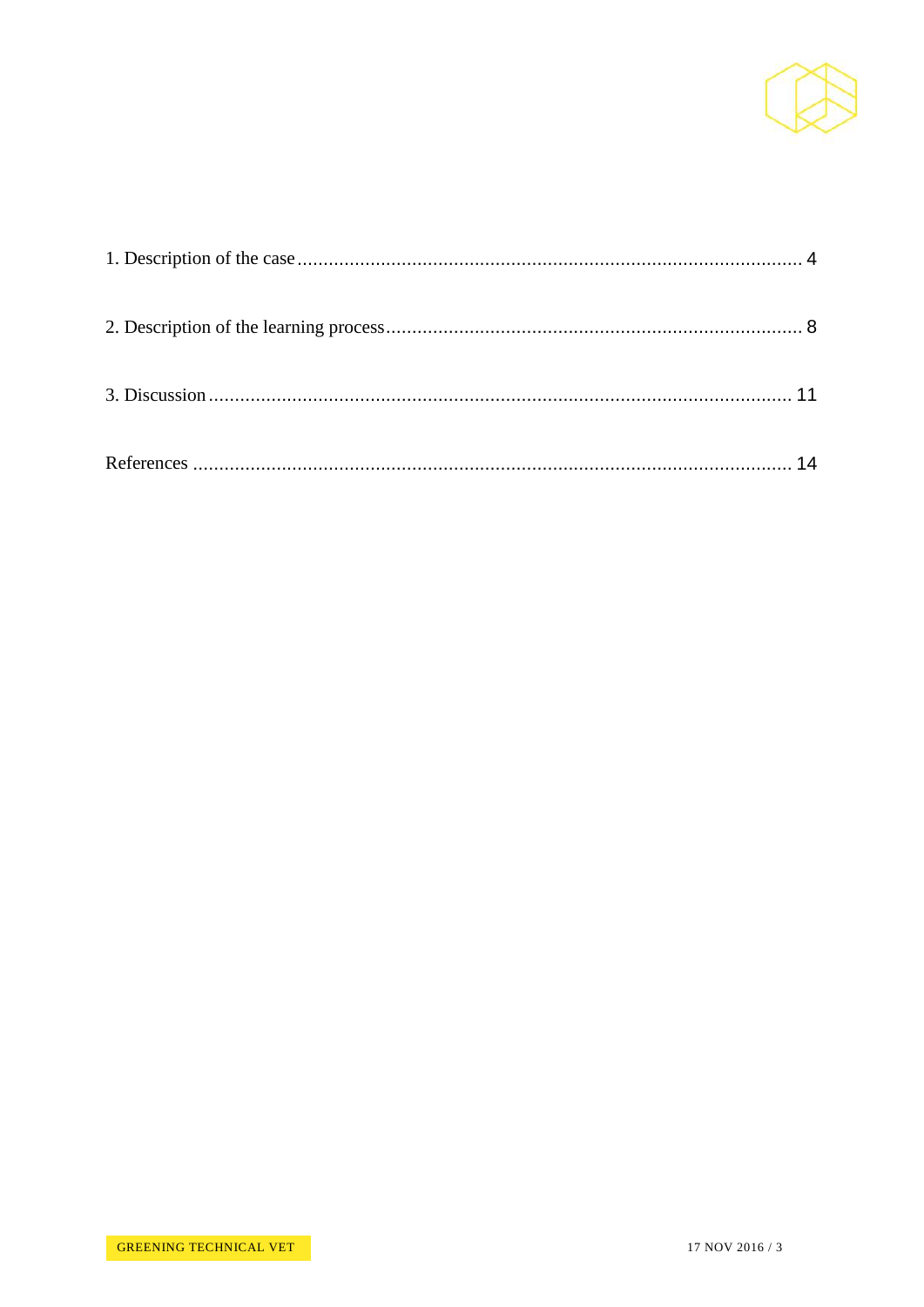1. Description of the case ........................................................................................... 4

2. Description of the learning process ........................................................................... 8

3. Discussion ........................................................................................................... 11

References ............................................................................................................. 14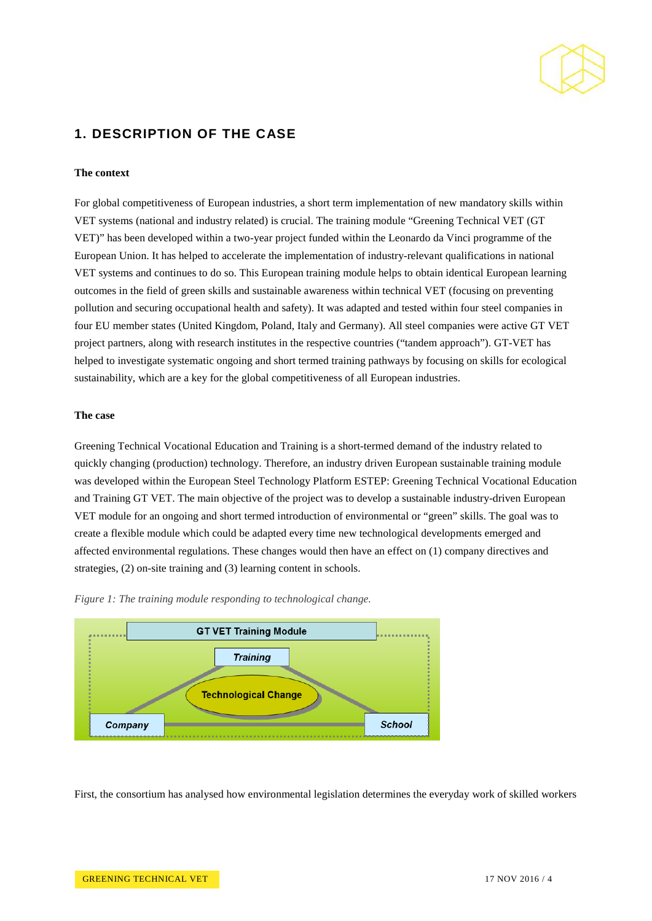## 1. DESCRIPTION OF THE CASE

**The context**

For global competitiveness of European industries, a short term implementation of new mandatory skills within VET systems (national and industry related) is crucial. The training module "Greening Technical VET (GT VET)" has been developed within a two-year project funded within the Leonardo da Vinci programme of the European Union. It has helped to accelerate the implementation of industry-relevant qualifications in national VET systems and continues to do so. This European training module helps to obtain identical European learning outcomes in the field of green skills and sustainable awareness within technical VET (focusing on preventing pollution and securing occupational health and safety). It was adapted and tested within four steel companies in four EU member states (United Kingdom, Poland, Italy and Germany). All steel companies were active GT VET project partners, along with research institutes in the respective countries ("tandem approach"). GT-VET has helped to investigate systematic ongoing and short termed training pathways by focusing on skills for ecological sustainability, which are a key for the global competitiveness of all European industries.

**The case**

Greening Technical Vocational Education and Training is a short-termed demand of the industry related to quickly changing (production) technology. Therefore, an industry driven European sustainable training module was developed within the European Steel Technology Platform ESTEP: Greening Technical Vocational Education and Training GT VET. The main objective of the project was to develop a sustainable industry-driven European VET module for an ongoing and short termed introduction of environmental or "green" skills. The goal was to create a flexible module which could be adapted every time new technological developments emerged and affected environmental regulations. These changes would then have an effect on (1) company directives and strategies, (2) on-site training and (3) learning content in schools.

*Figure 1: The training module responding to technological change.*

GT VET Training Module

Training

Technological Change

Company

School

First, the consortium has analysed how environmental legislation determines the everyday work of skilled workers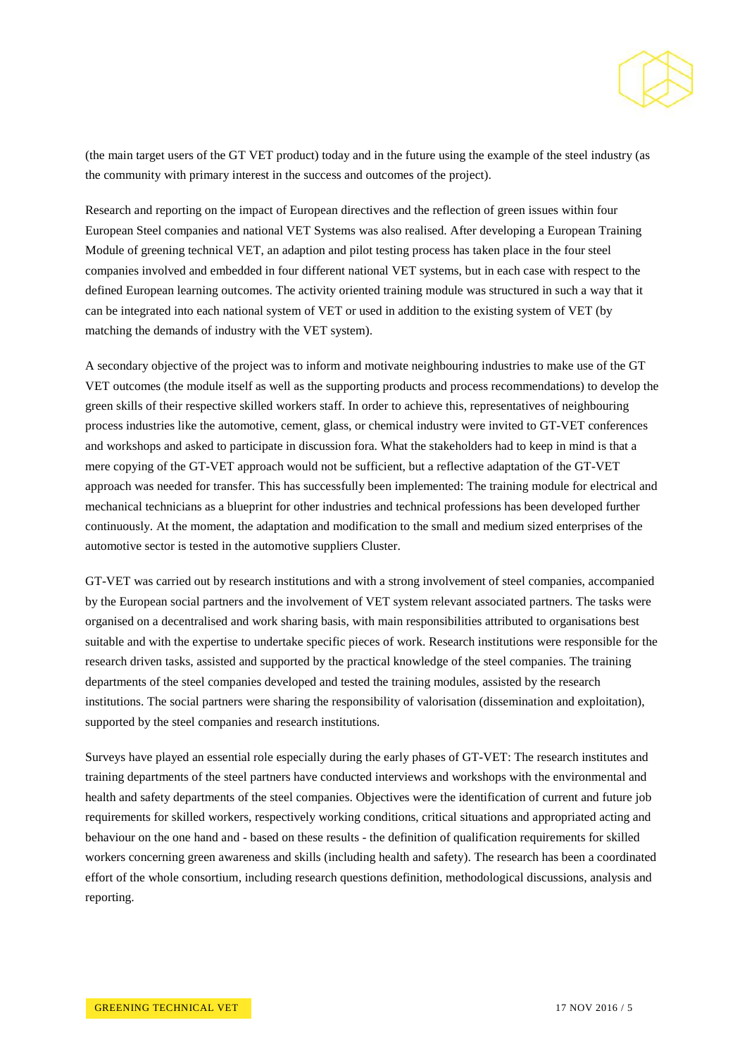(the main target users of the GT VET product) today and in the future using the example of the steel industry (as the community with primary interest in the success and outcomes of the project).

Research and reporting on the impact of European directives and the reflection of green issues within four European Steel companies and national VET Systems was also realised. After developing a European Training Module of greening technical VET, an adaption and pilot testing process has taken place in the four steel companies involved and embedded in four different national VET systems, but in each case with respect to the defined European learning outcomes. The activity oriented training module was structured in such a way that it can be integrated into each national system of VET or used in addition to the existing system of VET (by matching the demands of industry with the VET system).

A secondary objective of the project was to inform and motivate neighbouring industries to make use of the GT VET outcomes (the module itself as well as the supporting products and process recommendations) to develop the green skills of their respective skilled workers staff. In order to achieve this, representatives of neighbouring process industries like the automotive, cement, glass, or chemical industry were invited to GT-VET conferences and workshops and asked to participate in discussion fora. What the stakeholders had to keep in mind is that a mere copying of the GT-VET approach would not be sufficient, but a reflective adaptation of the GT-VET approach was needed for transfer. This has successfully been implemented: The training module for electrical and mechanical technicians as a blueprint for other industries and technical professions has been developed further continuously. At the moment, the adaptation and modification to the small and medium sized enterprises of the automotive sector is tested in the automotive suppliers Cluster.

GT-VET was carried out by research institutions and with a strong involvement of steel companies, accompanied by the European social partners and the involvement of VET system relevant associated partners. The tasks were organised on a decentralised and work sharing basis, with main responsibilities attributed to organisations best suitable and with the expertise to undertake specific pieces of work. Research institutions were responsible for the research driven tasks, assisted and supported by the practical knowledge of the steel companies. The training departments of the steel companies developed and tested the training modules, assisted by the research institutions. The social partners were sharing the responsibility of valorisation (dissemination and exploitation), supported by the steel companies and research institutions.

Surveys have played an essential role especially during the early phases of GT-VET: The research institutes and training departments of the steel partners have conducted interviews and workshops with the environmental and health and safety departments of the steel companies. Objectives were the identification of current and future job requirements for skilled workers, respectively working conditions, critical situations and appropriated acting and behaviour on the one hand and - based on these results - the definition of qualification requirements for skilled workers concerning green awareness and skills (including health and safety). The research has been a coordinated effort of the whole consortium, including research questions definition, methodological discussions, analysis and reporting.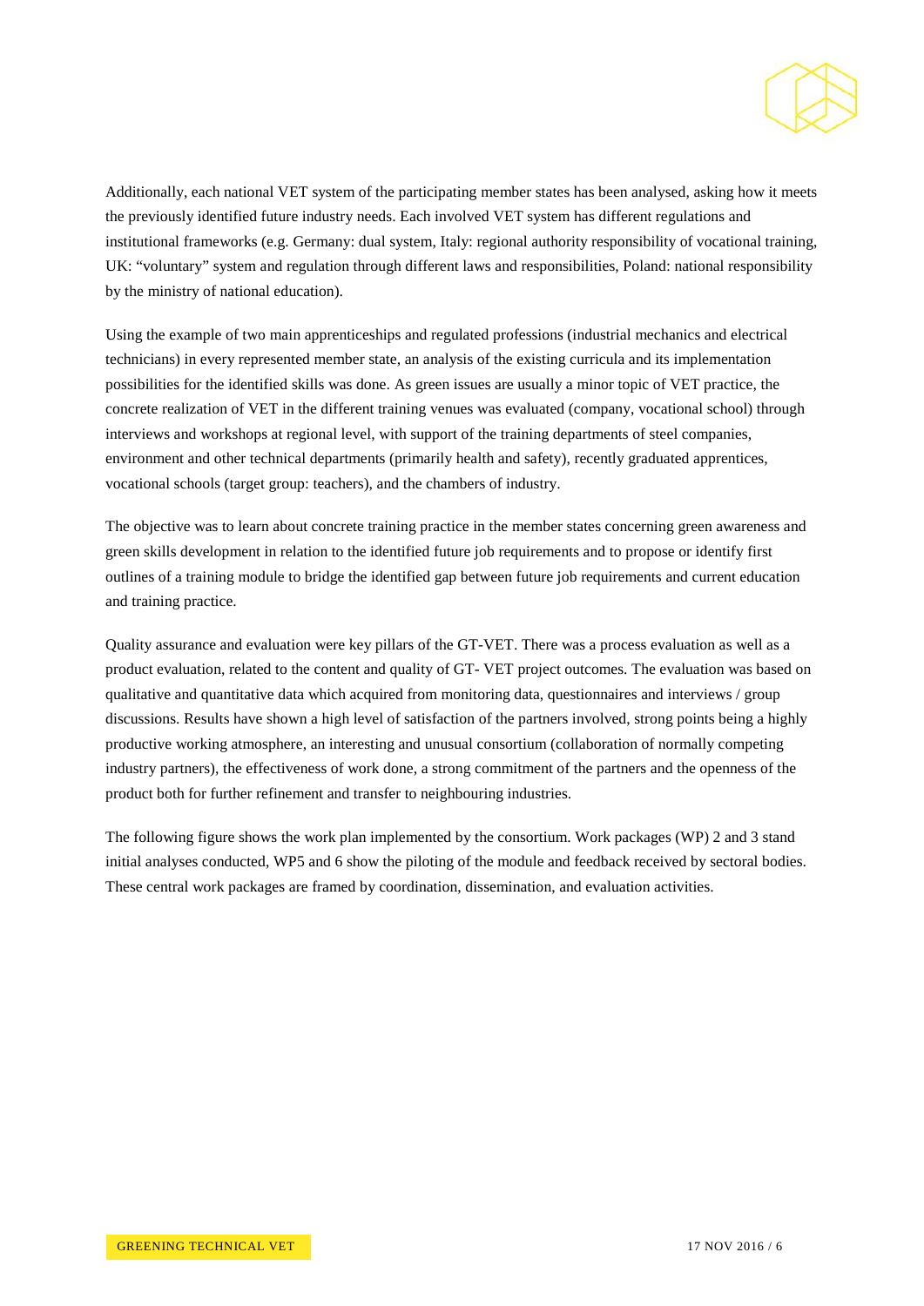Additionally, each national VET system of the participating member states has been analysed, asking how it meets the previously identified future industry needs. Each involved VET system has different regulations and institutional frameworks (e.g. Germany: dual system, Italy: regional authority responsibility of vocational training, UK: "voluntary" system and regulation through different laws and responsibilities, Poland: national responsibility by the ministry of national education).

Using the example of two main apprenticeships and regulated professions (industrial mechanics and electrical technicians) in every represented member state, an analysis of the existing curricula and its implementation possibilities for the identified skills was done. As green issues are usually a minor topic of VET practice, the concrete realization of VET in the different training venues was evaluated (company, vocational school) through interviews and workshops at regional level, with support of the training departments of steel companies, environment and other technical departments (primarily health and safety), recently graduated apprentices, vocational schools (target group: teachers), and the chambers of industry.

The objective was to learn about concrete training practice in the member states concerning green awareness and green skills development in relation to the identified future job requirements and to propose or identify first outlines of a training module to bridge the identified gap between future job requirements and current education and training practice.

Quality assurance and evaluation were key pillars of the GT-VET. There was a process evaluation as well as a product evaluation, related to the content and quality of GT- VET project outcomes. The evaluation was based on qualitative and quantitative data which acquired from monitoring data, questionnaires and interviews / group discussions. Results have shown a high level of satisfaction of the partners involved, strong points being a highly productive working atmosphere, an interesting and unusual consortium (collaboration of normally competing industry partners), the effectiveness of work done, a strong commitment of the partners and the openness of the product both for further refinement and transfer to neighbouring industries.

The following figure shows the work plan implemented by the consortium. Work packages (WP) 2 and 3 stand initial analyses conducted, WP5 and 6 show the piloting of the module and feedback received by sectoral bodies. These central work packages are framed by coordination, dissemination, and evaluation activities.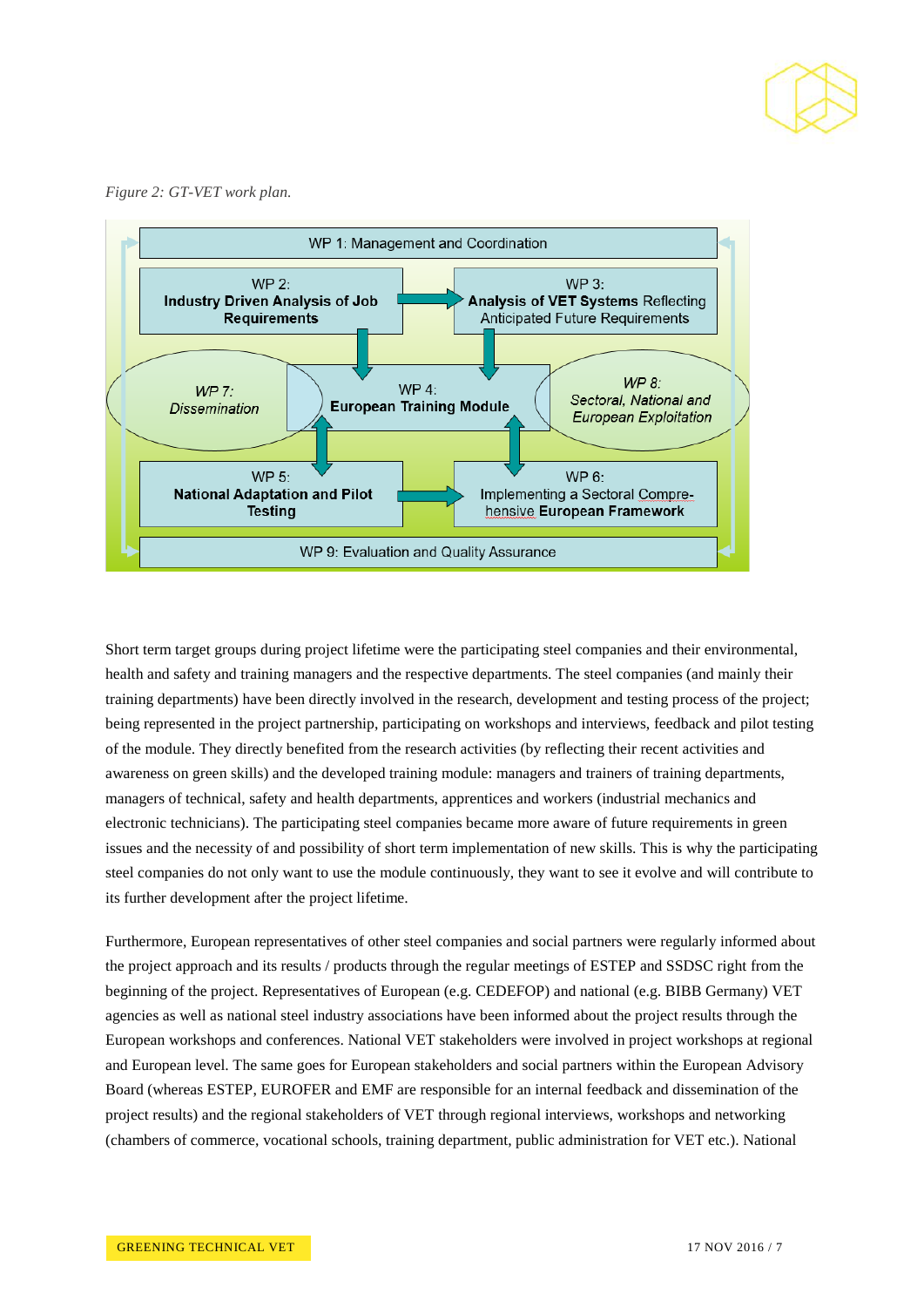*Figure 2: GT-VET work plan.*

WP 1: Management and Coordination

WP 2: **Industry Driven Analysis of Job Requirements**

WP 3: **Analysis of VET Systems** Reflecting Anticipated Future Requirements

*WP 7: Dissemination*

WP 4: **European Training Module**

*WP 8: Sectoral, National and European Exploitation*

WP 5: **National Adaptation and Pilot Testing**

WP 6: Implementing a Sectoral Compre-hensive **European Framework**

WP 9: Evaluation and Quality Assurance

Short term target groups during project lifetime were the participating steel companies and their environmental, health and safety and training managers and the respective departments. The steel companies (and mainly their training departments) have been directly involved in the research, development and testing process of the project; being represented in the project partnership, participating on workshops and interviews, feedback and pilot testing of the module. They directly benefited from the research activities (by reflecting their recent activities and awareness on green skills) and the developed training module: managers and trainers of training departments, managers of technical, safety and health departments, apprentices and workers (industrial mechanics and electronic technicians). The participating steel companies became more aware of future requirements in green issues and the necessity of and possibility of short term implementation of new skills. This is why the participating steel companies do not only want to use the module continuously, they want to see it evolve and will contribute to its further development after the project lifetime.

Furthermore, European representatives of other steel companies and social partners were regularly informed about the project approach and its results / products through the regular meetings of ESTEP and SSDSC right from the beginning of the project. Representatives of European (e.g. CEDEFOP) and national (e.g. BIBB Germany) VET agencies as well as national steel industry associations have been informed about the project results through the European workshops and conferences. National VET stakeholders were involved in project workshops at regional and European level. The same goes for European stakeholders and social partners within the European Advisory Board (whereas ESTEP, EUROFER and EMF are responsible for an internal feedback and dissemination of the project results) and the regional stakeholders of VET through regional interviews, workshops and networking (chambers of commerce, vocational schools, training department, public administration for VET etc.). National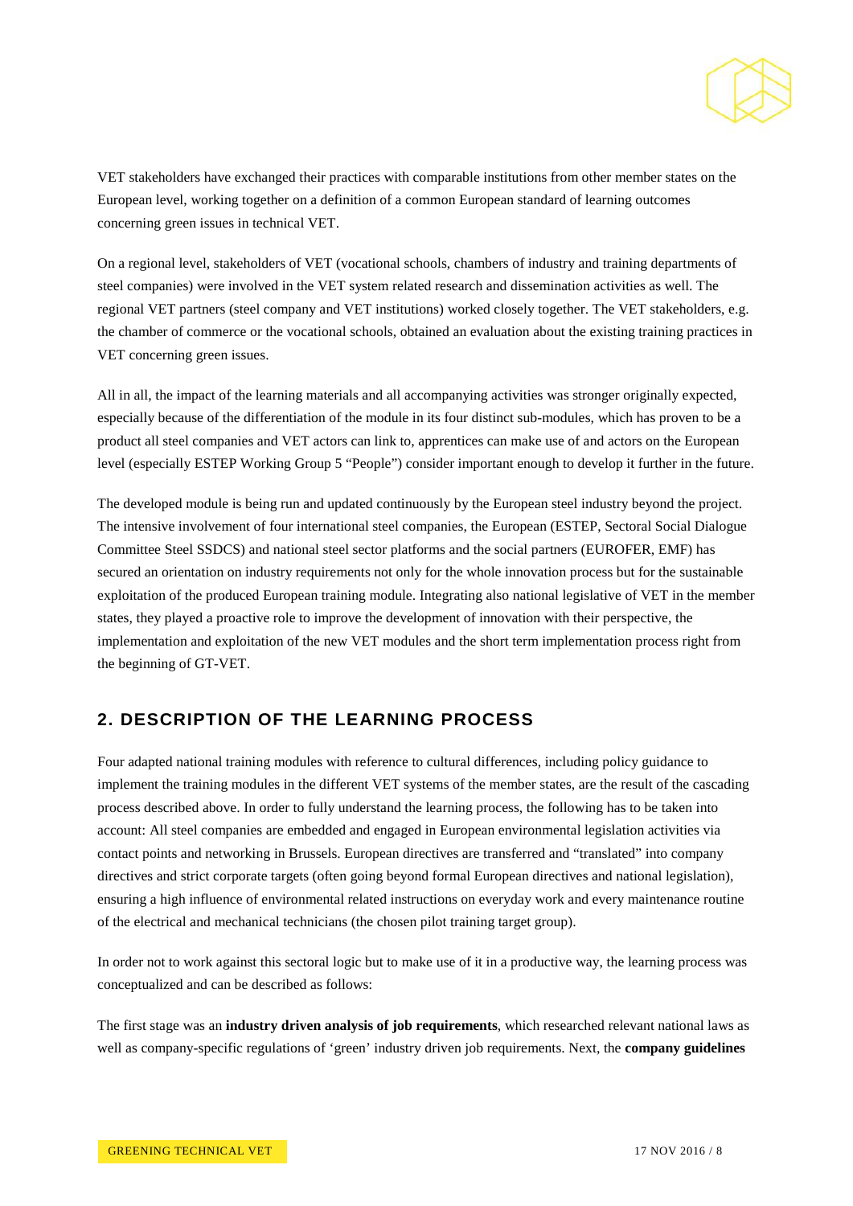VET stakeholders have exchanged their practices with comparable institutions from other member states on the European level, working together on a definition of a common European standard of learning outcomes concerning green issues in technical VET.

On a regional level, stakeholders of VET (vocational schools, chambers of industry and training departments of steel companies) were involved in the VET system related research and dissemination activities as well. The regional VET partners (steel company and VET institutions) worked closely together. The VET stakeholders, e.g. the chamber of commerce or the vocational schools, obtained an evaluation about the existing training practices in VET concerning green issues.

All in all, the impact of the learning materials and all accompanying activities was stronger originally expected, especially because of the differentiation of the module in its four distinct sub-modules, which has proven to be a product all steel companies and VET actors can link to, apprentices can make use of and actors on the European level (especially ESTEP Working Group 5 "People") consider important enough to develop it further in the future.

The developed module is being run and updated continuously by the European steel industry beyond the project. The intensive involvement of four international steel companies, the European (ESTEP, Sectoral Social Dialogue Committee Steel SSDCS) and national steel sector platforms and the social partners (EUROFER, EMF) has secured an orientation on industry requirements not only for the whole innovation process but for the sustainable exploitation of the produced European training module. Integrating also national legislative of VET in the member states, they played a proactive role to improve the development of innovation with their perspective, the implementation and exploitation of the new VET modules and the short term implementation process right from the beginning of GT-VET.

## 2. DESCRIPTION OF THE LEARNING PROCESS

Four adapted national training modules with reference to cultural differences, including policy guidance to implement the training modules in the different VET systems of the member states, are the result of the cascading process described above. In order to fully understand the learning process, the following has to be taken into account: All steel companies are embedded and engaged in European environmental legislation activities via contact points and networking in Brussels. European directives are transferred and "translated" into company directives and strict corporate targets (often going beyond formal European directives and national legislation), ensuring a high influence of environmental related instructions on everyday work and every maintenance routine of the electrical and mechanical technicians (the chosen pilot training target group).

In order not to work against this sectoral logic but to make use of it in a productive way, the learning process was conceptualized and can be described as follows:

The first stage was an **industry driven analysis of job requirements**, which researched relevant national laws as well as company-specific regulations of 'green' industry driven job requirements. Next, the **company guidelines**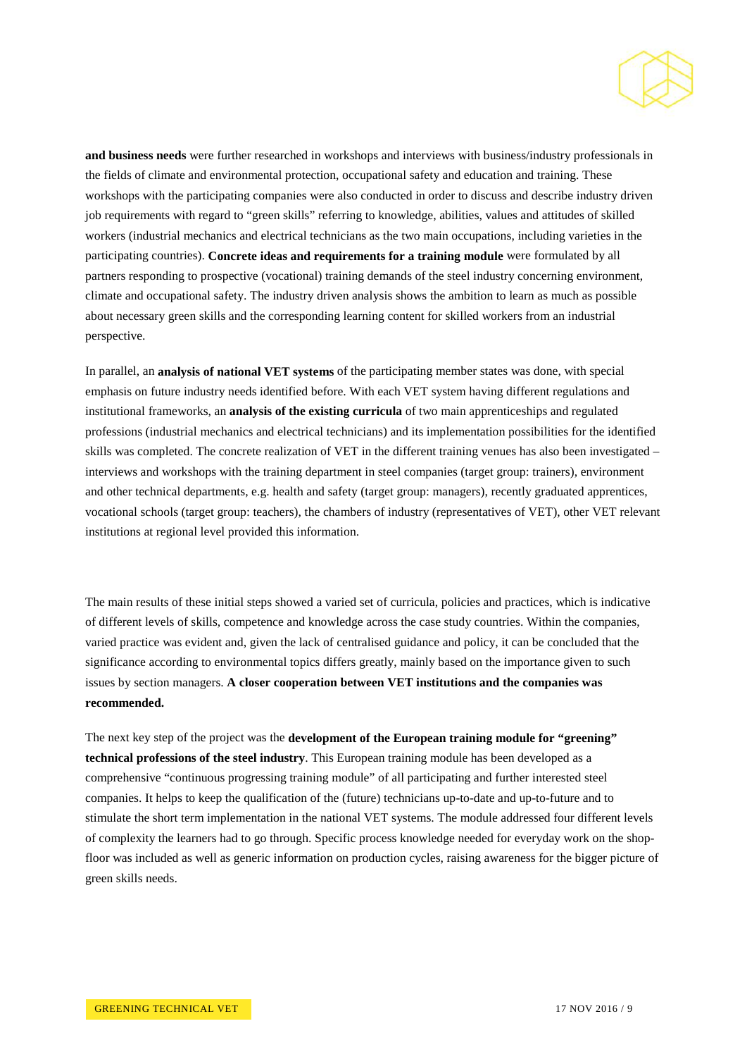**and business needs** were further researched in workshops and interviews with business/industry professionals in the fields of climate and environmental protection, occupational safety and education and training. These workshops with the participating companies were also conducted in order to discuss and describe industry driven job requirements with regard to "green skills" referring to knowledge, abilities, values and attitudes of skilled workers (industrial mechanics and electrical technicians as the two main occupations, including varieties in the participating countries). **Concrete ideas and requirements for a training module** were formulated by all partners responding to prospective (vocational) training demands of the steel industry concerning environment, climate and occupational safety. The industry driven analysis shows the ambition to learn as much as possible about necessary green skills and the corresponding learning content for skilled workers from an industrial perspective.

In parallel, an **analysis of national VET systems** of the participating member states was done, with special emphasis on future industry needs identified before. With each VET system having different regulations and institutional frameworks, an **analysis of the existing curricula** of two main apprenticeships and regulated professions (industrial mechanics and electrical technicians) and its implementation possibilities for the identified skills was completed. The concrete realization of VET in the different training venues has also been investigated – interviews and workshops with the training department in steel companies (target group: trainers), environment and other technical departments, e.g. health and safety (target group: managers), recently graduated apprentices, vocational schools (target group: teachers), the chambers of industry (representatives of VET), other VET relevant institutions at regional level provided this information.

The main results of these initial steps showed a varied set of curricula, policies and practices, which is indicative of different levels of skills, competence and knowledge across the case study countries. Within the companies, varied practice was evident and, given the lack of centralised guidance and policy, it can be concluded that the significance according to environmental topics differs greatly, mainly based on the importance given to such issues by section managers. **A closer cooperation between VET institutions and the companies was recommended.**

The next key step of the project was the **development of the European training module for "greening" technical professions of the steel industry**. This European training module has been developed as a comprehensive "continuous progressing training module" of all participating and further interested steel companies. It helps to keep the qualification of the (future) technicians up-to-date and up-to-future and to stimulate the short term implementation in the national VET systems. The module addressed four different levels of complexity the learners had to go through. Specific process knowledge needed for everyday work on the shop-floor was included as well as generic information on production cycles, raising awareness for the bigger picture of green skills needs.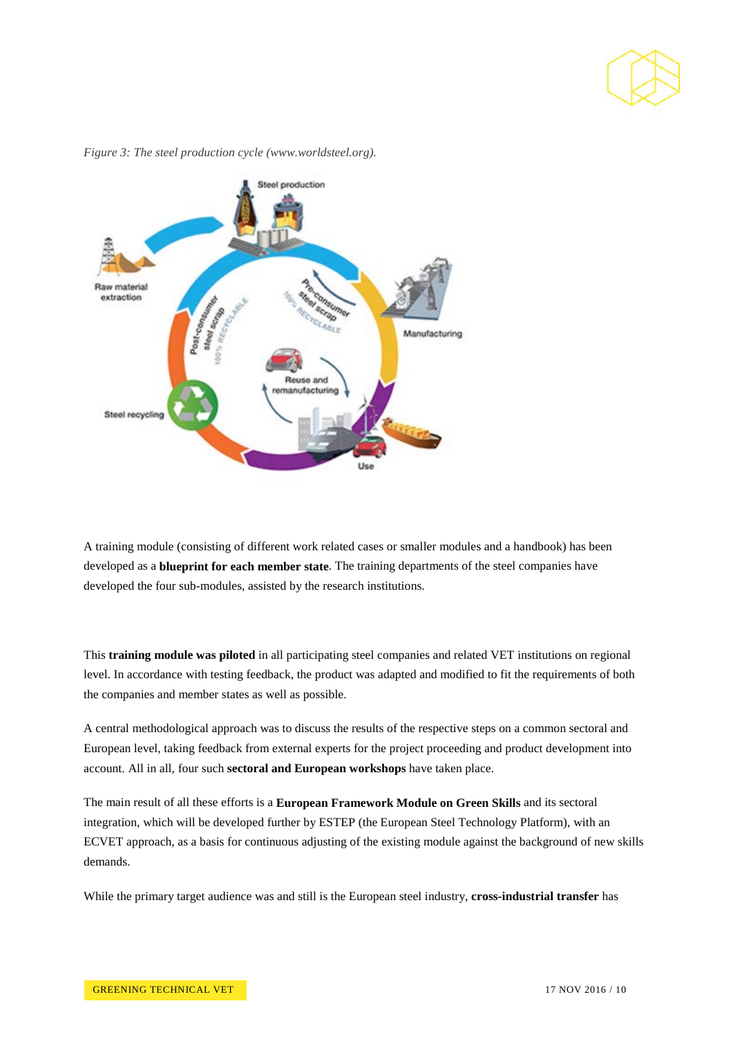*Figure 3: The steel production cycle (www.worldsteel.org).*

A training module (consisting of different work related cases or smaller modules and a handbook) has been developed as a **blueprint for each member state**. The training departments of the steel companies have developed the four sub-modules, assisted by the research institutions.

This **training module was piloted** in all participating steel companies and related VET institutions on regional level. In accordance with testing feedback, the product was adapted and modified to fit the requirements of both the companies and member states as well as possible.

A central methodological approach was to discuss the results of the respective steps on a common sectoral and European level, taking feedback from external experts for the project proceeding and product development into account. All in all, four such **sectoral and European workshops** have taken place.

The main result of all these efforts is a **European Framework Module on Green Skills** and its sectoral integration, which will be developed further by ESTEP (the European Steel Technology Platform), with an ECVET approach, as a basis for continuous adjusting of the existing module against the background of new skills demands.

While the primary target audience was and still is the European steel industry, **cross-industrial transfer** has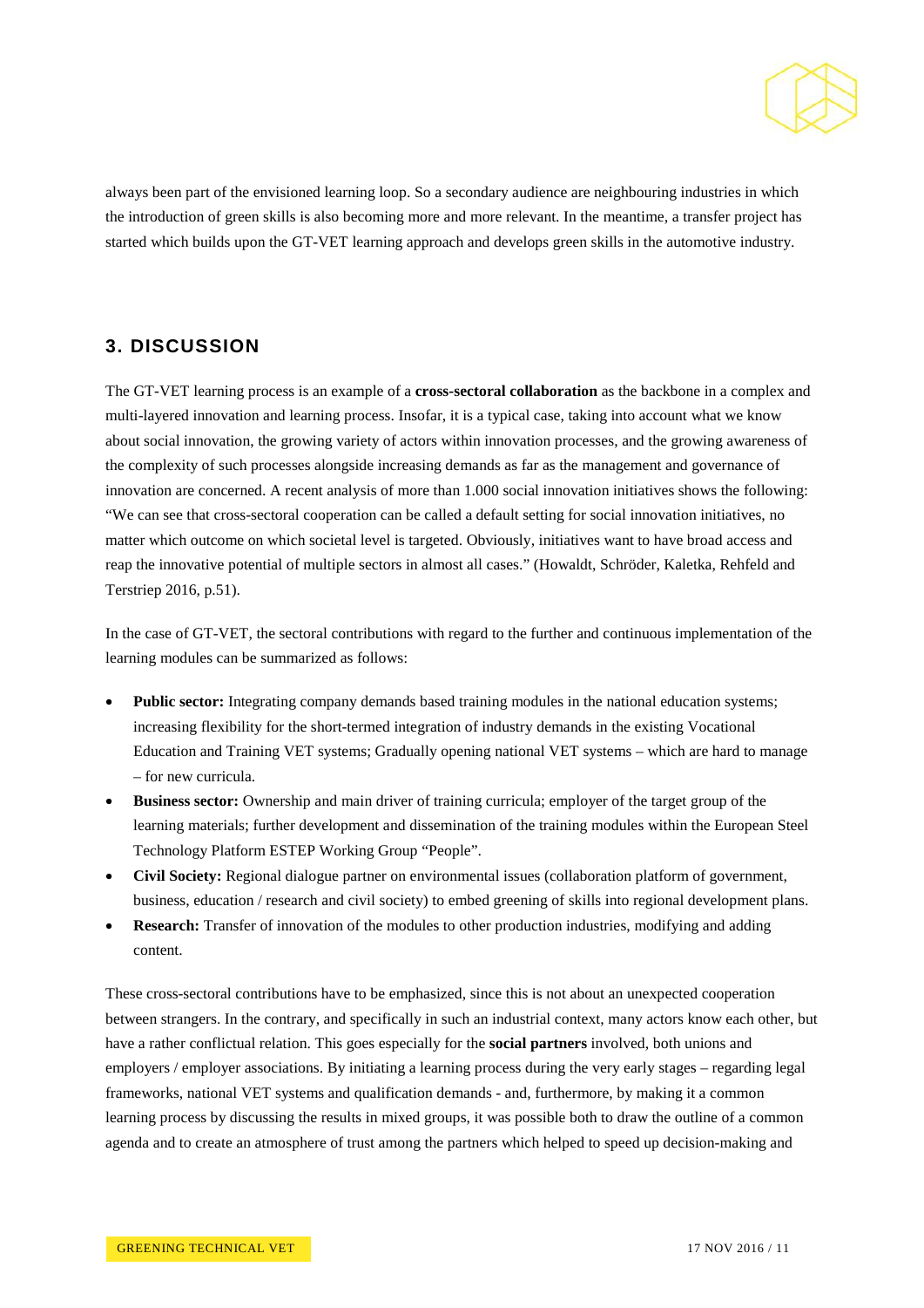always been part of the envisioned learning loop. So a secondary audience are neighbouring industries in which the introduction of green skills is also becoming more and more relevant. In the meantime, a transfer project has started which builds upon the GT-VET learning approach and develops green skills in the automotive industry.

## 3. DISCUSSION

The GT-VET learning process is an example of a **cross-sectoral collaboration** as the backbone in a complex and multi-layered innovation and learning process. Insofar, it is a typical case, taking into account what we know about social innovation, the growing variety of actors within innovation processes, and the growing awareness of the complexity of such processes alongside increasing demands as far as the management and governance of innovation are concerned. A recent analysis of more than 1.000 social innovation initiatives shows the following: "We can see that cross-sectoral cooperation can be called a default setting for social innovation initiatives, no matter which outcome on which societal level is targeted. Obviously, initiatives want to have broad access and reap the innovative potential of multiple sectors in almost all cases." (Howaldt, Schröder, Kaletka, Rehfeld and Terstriep 2016, p.51).

In the case of GT-VET, the sectoral contributions with regard to the further and continuous implementation of the learning modules can be summarized as follows:

- **Public sector:** Integrating company demands based training modules in the national education systems; increasing flexibility for the short-termed integration of industry demands in the existing Vocational Education and Training VET systems; Gradually opening national VET systems – which are hard to manage – for new curricula.
- **Business sector:** Ownership and main driver of training curricula; employer of the target group of the learning materials; further development and dissemination of the training modules within the European Steel Technology Platform ESTEP Working Group "People".
- **Civil Society:** Regional dialogue partner on environmental issues (collaboration platform of government, business, education / research and civil society) to embed greening of skills into regional development plans.
- **Research:** Transfer of innovation of the modules to other production industries, modifying and adding content.

These cross-sectoral contributions have to be emphasized, since this is not about an unexpected cooperation between strangers. In the contrary, and specifically in such an industrial context, many actors know each other, but have a rather conflictual relation. This goes especially for the **social partners** involved, both unions and employers / employer associations. By initiating a learning process during the very early stages – regarding legal frameworks, national VET systems and qualification demands - and, furthermore, by making it a common learning process by discussing the results in mixed groups, it was possible both to draw the outline of a common agenda and to create an atmosphere of trust among the partners which helped to speed up decision-making and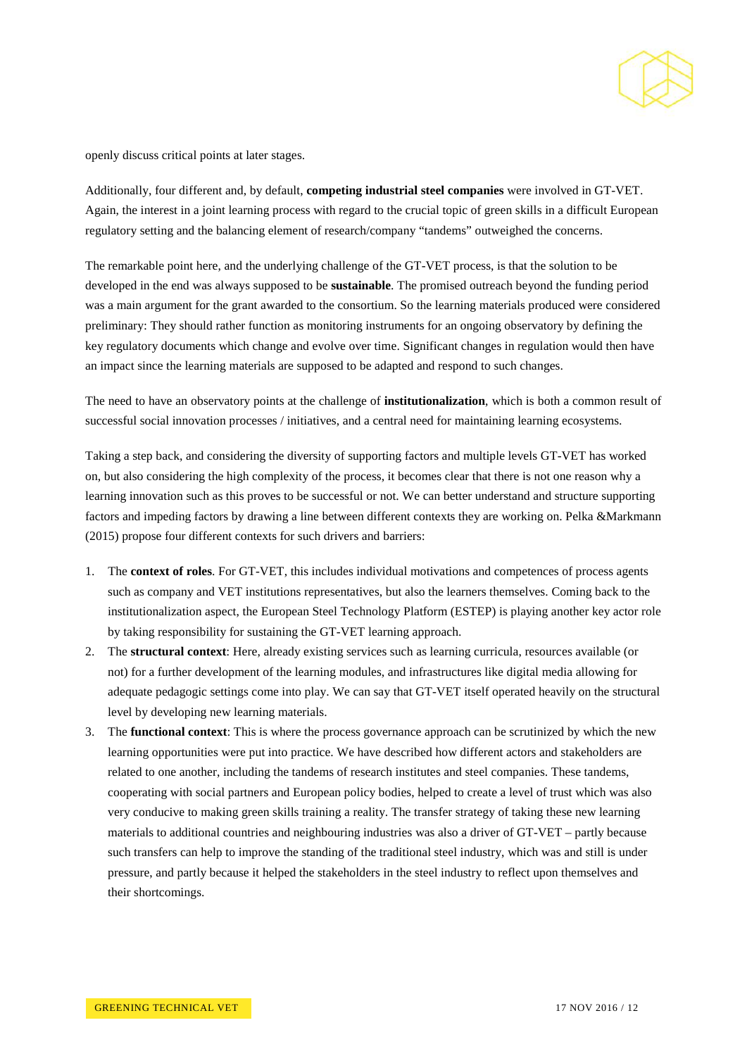openly discuss critical points at later stages.

Additionally, four different and, by default, **competing industrial steel companies** were involved in GT-VET. Again, the interest in a joint learning process with regard to the crucial topic of green skills in a difficult European regulatory setting and the balancing element of research/company "tandems" outweighed the concerns.

The remarkable point here, and the underlying challenge of the GT-VET process, is that the solution to be developed in the end was always supposed to be **sustainable**. The promised outreach beyond the funding period was a main argument for the grant awarded to the consortium. So the learning materials produced were considered preliminary: They should rather function as monitoring instruments for an ongoing observatory by defining the key regulatory documents which change and evolve over time. Significant changes in regulation would then have an impact since the learning materials are supposed to be adapted and respond to such changes.

The need to have an observatory points at the challenge of **institutionalization**, which is both a common result of successful social innovation processes / initiatives, and a central need for maintaining learning ecosystems.

Taking a step back, and considering the diversity of supporting factors and multiple levels GT-VET has worked on, but also considering the high complexity of the process, it becomes clear that there is not one reason why a learning innovation such as this proves to be successful or not. We can better understand and structure supporting factors and impeding factors by drawing a line between different contexts they are working on. Pelka &Markmann (2015) propose four different contexts for such drivers and barriers:

1. The **context of roles**. For GT-VET, this includes individual motivations and competences of process agents such as company and VET institutions representatives, but also the learners themselves. Coming back to the institutionalization aspect, the European Steel Technology Platform (ESTEP) is playing another key actor role by taking responsibility for sustaining the GT-VET learning approach.
2. The **structural context**: Here, already existing services such as learning curricula, resources available (or not) for a further development of the learning modules, and infrastructures like digital media allowing for adequate pedagogic settings come into play. We can say that GT-VET itself operated heavily on the structural level by developing new learning materials.
3. The **functional context**: This is where the process governance approach can be scrutinized by which the new learning opportunities were put into practice. We have described how different actors and stakeholders are related to one another, including the tandems of research institutes and steel companies. These tandems, cooperating with social partners and European policy bodies, helped to create a level of trust which was also very conducive to making green skills training a reality. The transfer strategy of taking these new learning materials to additional countries and neighbouring industries was also a driver of GT-VET – partly because such transfers can help to improve the standing of the traditional steel industry, which was and still is under pressure, and partly because it helped the stakeholders in the steel industry to reflect upon themselves and their shortcomings.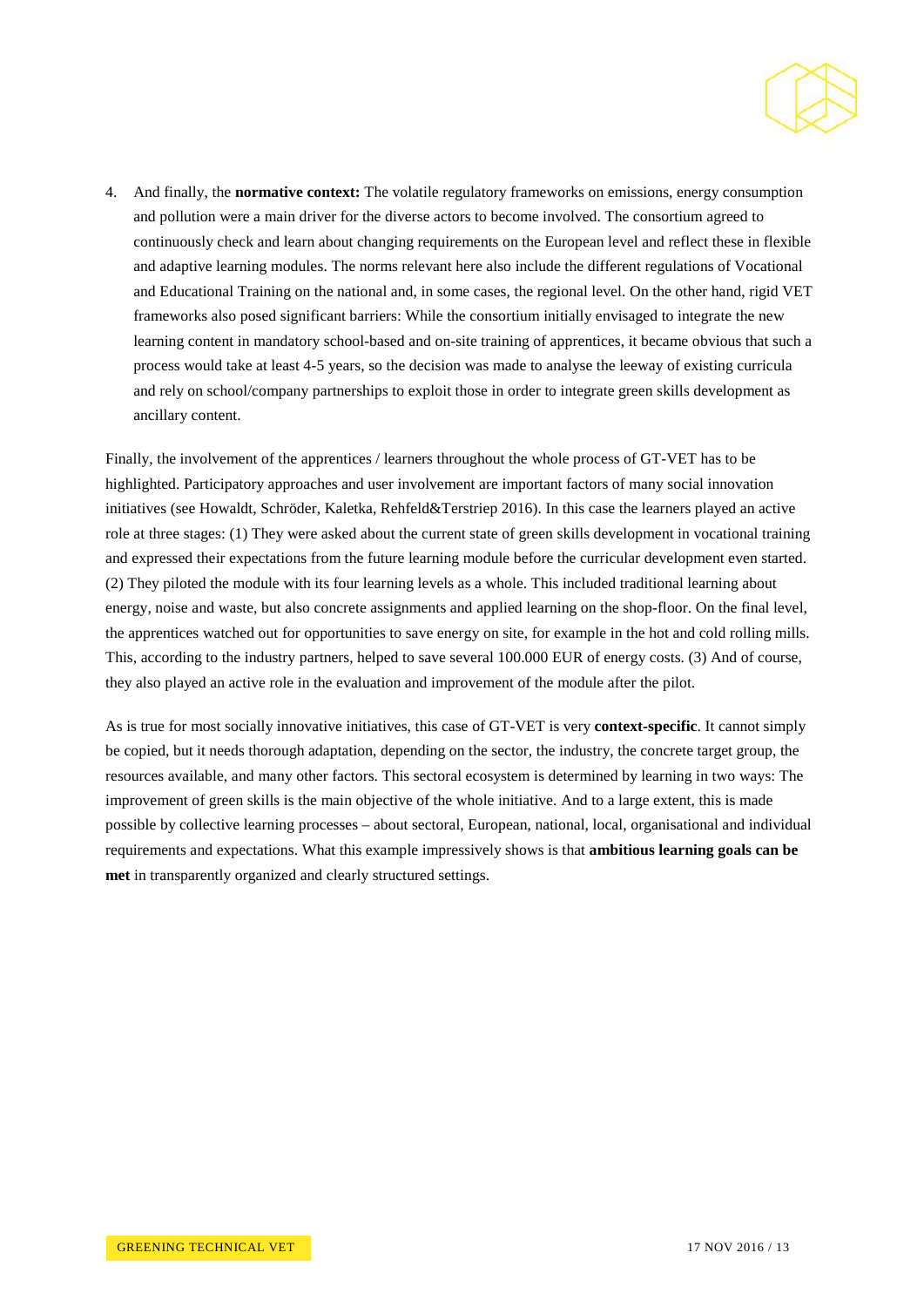4. And finally, the **normative context:** The volatile regulatory frameworks on emissions, energy consumption and pollution were a main driver for the diverse actors to become involved. The consortium agreed to continuously check and learn about changing requirements on the European level and reflect these in flexible and adaptive learning modules. The norms relevant here also include the different regulations of Vocational and Educational Training on the national and, in some cases, the regional level. On the other hand, rigid VET frameworks also posed significant barriers: While the consortium initially envisaged to integrate the new learning content in mandatory school-based and on-site training of apprentices, it became obvious that such a process would take at least 4-5 years, so the decision was made to analyse the leeway of existing curricula and rely on school/company partnerships to exploit those in order to integrate green skills development as ancillary content.

Finally, the involvement of the apprentices / learners throughout the whole process of GT-VET has to be highlighted. Participatory approaches and user involvement are important factors of many social innovation initiatives (see Howaldt, Schröder, Kaletka, Rehfeld&Terstriep 2016). In this case the learners played an active role at three stages: (1) They were asked about the current state of green skills development in vocational training and expressed their expectations from the future learning module before the curricular development even started. (2) They piloted the module with its four learning levels as a whole. This included traditional learning about energy, noise and waste, but also concrete assignments and applied learning on the shop-floor. On the final level, the apprentices watched out for opportunities to save energy on site, for example in the hot and cold rolling mills. This, according to the industry partners, helped to save several 100.000 EUR of energy costs. (3) And of course, they also played an active role in the evaluation and improvement of the module after the pilot.

As is true for most socially innovative initiatives, this case of GT-VET is very **context-specific**. It cannot simply be copied, but it needs thorough adaptation, depending on the sector, the industry, the concrete target group, the resources available, and many other factors. This sectoral ecosystem is determined by learning in two ways: The improvement of green skills is the main objective of the whole initiative. And to a large extent, this is made possible by collective learning processes – about sectoral, European, national, local, organisational and individual requirements and expectations. What this example impressively shows is that **ambitious learning goals can be met** in transparently organized and clearly structured settings.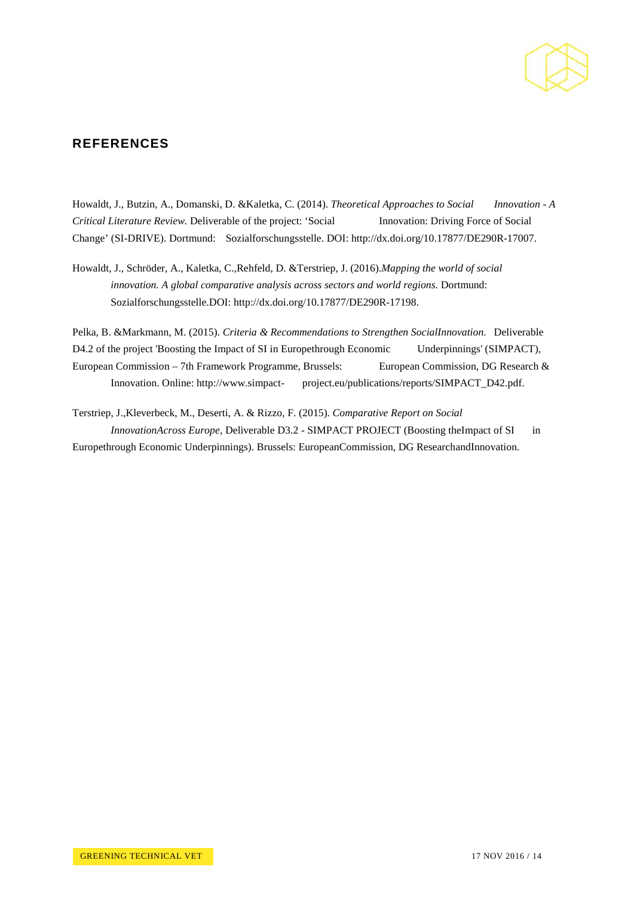## REFERENCES

Howaldt, J., Butzin, A., Domanski, D. &Kaletka, C. (2014). *Theoretical Approaches to Social Innovation - A Critical Literature Review.* Deliverable of the project: 'Social Innovation: Driving Force of Social Change' (SI-DRIVE). Dortmund: Sozialforschungsstelle. DOI: http://dx.doi.org/10.17877/DE290R-17007.

Howaldt, J., Schröder, A., Kaletka, C.,Rehfeld, D. &Terstriep, J. (2016).*Mapping the world of social innovation. A global comparative analysis across sectors and world regions.* Dortmund: Sozialforschungsstelle.DOI: http://dx.doi.org/10.17877/DE290R-17198.

Pelka, B. &Markmann, M. (2015). *Criteria & Recommendations to Strengthen SocialInnovation.* Deliverable D4.2 of the project 'Boosting the Impact of SI in Europethrough Economic Underpinnings' (SIMPACT), European Commission – 7th Framework Programme, Brussels: European Commission, DG Research & Innovation. Online: http://www.simpact- project.eu/publications/reports/SIMPACT_D42.pdf.

Terstriep, J.,Kleverbeck, M., Deserti, A. & Rizzo, F. (2015). *Comparative Report on Social InnovationAcross Europe*, Deliverable D3.2 - SIMPACT PROJECT (Boosting theImpact of SI in Europethrough Economic Underpinnings). Brussels: EuropeanCommission, DG ResearchandInnovation.